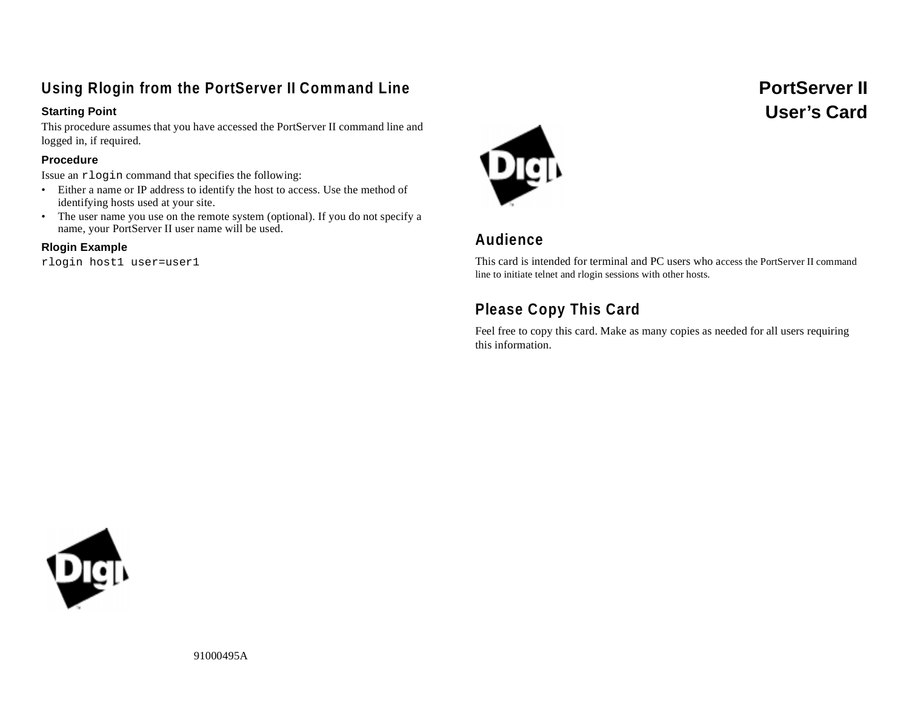## Using Rlogin from the PortServer II Command Line

### Starting Point

This procedure assumes that you have accessed the PortServer II command line and logged in, if required.

### Procedure

Issue an `rlogin` command that specifies the following:

- Either a name or IP address to identify the host to access. Use the method of identifying hosts used at your site.
- The user name you use on the remote system (optional). If you do not specify a name, your PortServer II user name will be used.

### Rlogin Example

```
rlogin host1 user=user1
```

91000495A

# PortServer II User's Card

## Audience

This card is intended for terminal and PC users who access the PortServer II command line to initiate telnet and rlogin sessions with other hosts.

## Please Copy This Card

Feel free to copy this card. Make as many copies as needed for all users requiring this information.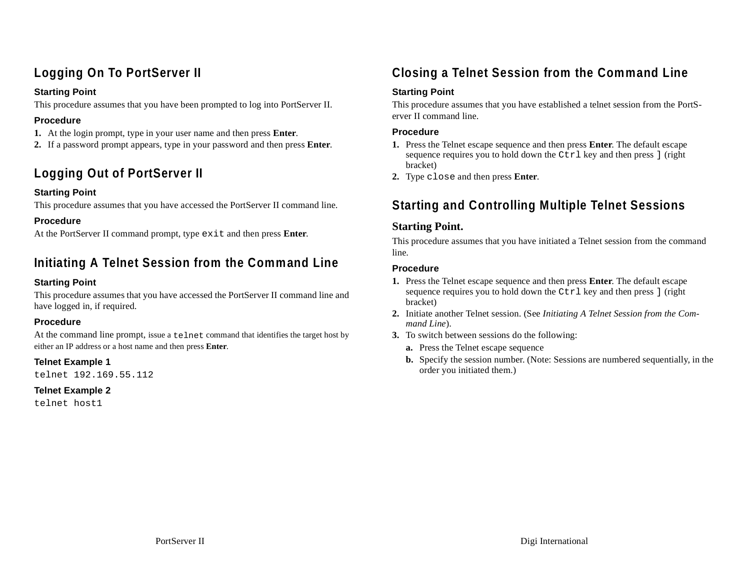## Logging On To PortServer II

### Starting Point

This procedure assumes that you have been prompted to log into PortServer II.

### Procedure

1. At the login prompt, type in your user name and then press **Enter**.
2. If a password prompt appears, type in your password and then press **Enter**.

## Logging Out of PortServer II

### Starting Point

This procedure assumes that you have accessed the PortServer II command line.

### Procedure

At the PortServer II command prompt, type `exit` and then press **Enter**.

## Initiating A Telnet Session from the Command Line

### Starting Point

This procedure assumes that you have accessed the PortServer II command line and have logged in, if required.

### Procedure

At the command line prompt, issue a `telnet` command that identifies the target host by either an IP address or a host name and then press **Enter**.

### Telnet Example 1

```
telnet 192.169.55.112
```

### Telnet Example 2

```
telnet host1
```

## Closing a Telnet Session from the Command Line

### Starting Point

This procedure assumes that you have established a telnet session from the PortServer II command line.

### Procedure

1. Press the Telnet escape sequence and then press **Enter**. The default escape sequence requires you to hold down the `Ctrl` key and then press `]` (right bracket)
2. Type `close` and then press **Enter**.

## Starting and Controlling Multiple Telnet Sessions

### Starting Point.

This procedure assumes that you have initiated a Telnet session from the command line.

### Procedure

1. Press the Telnet escape sequence and then press **Enter**. The default escape sequence requires you to hold down the `Ctrl` key and then press `]` (right bracket)
2. Initiate another Telnet session. (See *Initiating A Telnet Session from the Command Line*).
3. To switch between sessions do the following:
   a. Press the Telnet escape sequence
   b. Specify the session number. (Note: Sessions are numbered sequentially, in the order you initiated them.)